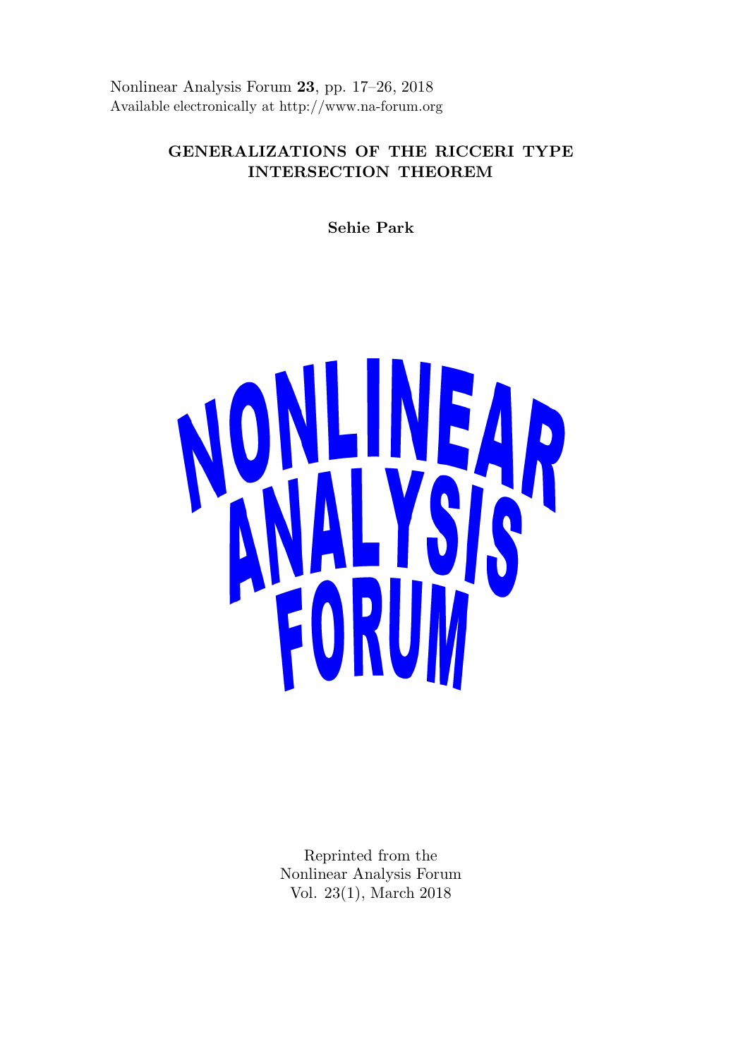Nonlinear Analysis Forum **23**, pp. 17–26, 2018
Available electronically at http://www.na-forum.org

# GENERALIZATIONS OF THE RICCERI TYPE INTERSECTION THEOREM

**Sehie Park**

NONLINEAR ANALYSIS FORUM

Reprinted from the
Nonlinear Analysis Forum
Vol. 23(1), March 2018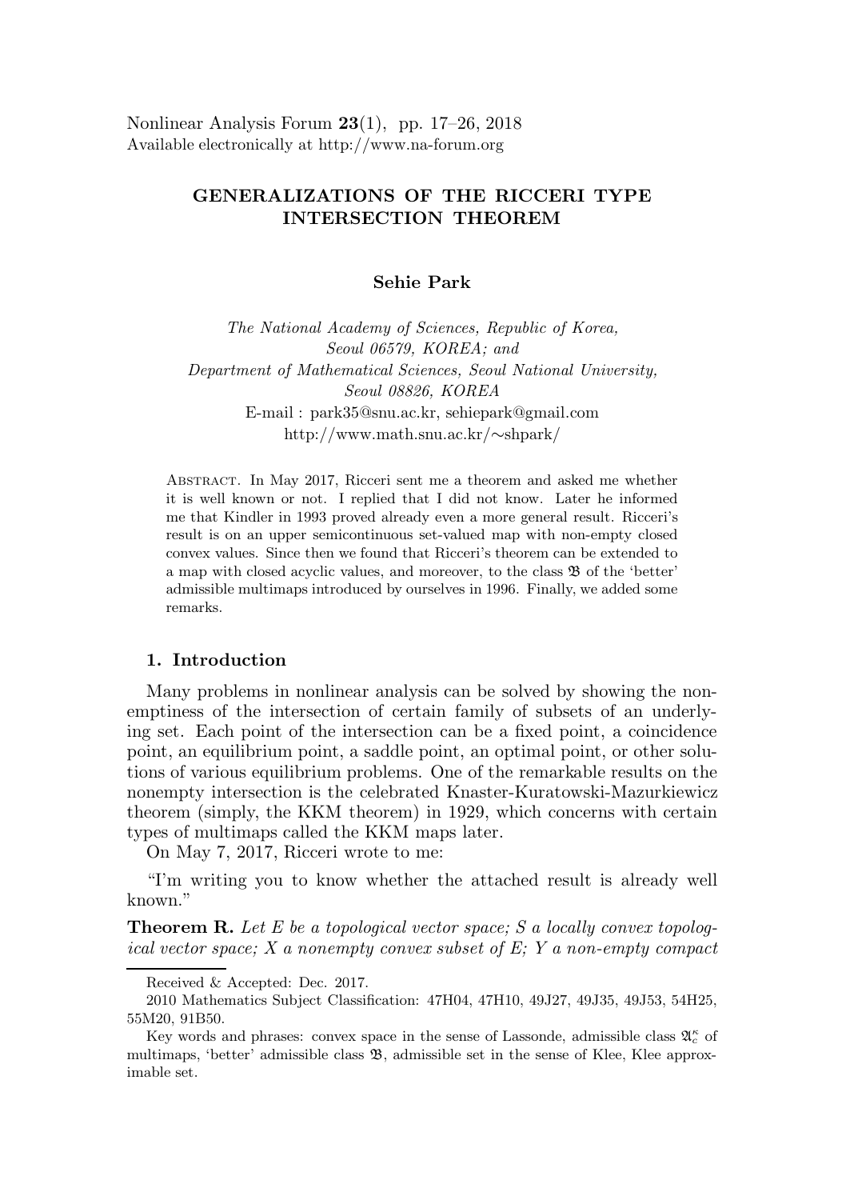# GENERALIZATIONS OF THE RICCERI TYPE INTERSECTION THEOREM

**Sehie Park**

*The National Academy of Sciences, Republic of Korea, Seoul 06579, KOREA; and Department of Mathematical Sciences, Seoul National University, Seoul 08826, KOREA*
E-mail : park35@snu.ac.kr, sehiepark@gmail.com
http://www.math.snu.ac.kr/∼shpark/

Abstract. In May 2017, Ricceri sent me a theorem and asked me whether it is well known or not. I replied that I did not know. Later he informed me that Kindler in 1993 proved already even a more general result. Ricceri's result is on an upper semicontinuous set-valued map with non-empty closed convex values. Since then we found that Ricceri's theorem can be extended to a map with closed acyclic values, and moreover, to the class $\mathfrak{B}$ of the 'better' admissible multimaps introduced by ourselves in 1996. Finally, we added some remarks.

## 1. Introduction

Many problems in nonlinear analysis can be solved by showing the nonemptiness of the intersection of certain family of subsets of an underlying set. Each point of the intersection can be a fixed point, a coincidence point, an equilibrium point, a saddle point, an optimal point, or other solutions of various equilibrium problems. One of the remarkable results on the nonempty intersection is the celebrated Knaster-Kuratowski-Mazurkiewicz theorem (simply, the KKM theorem) in 1929, which concerns with certain types of multimaps called the KKM maps later.

On May 7, 2017, Ricceri wrote to me:

"I'm writing you to know whether the attached result is already well known."

**Theorem R.** *Let $E$ be a topological vector space; $S$ a locally convex topological vector space; $X$ a nonempty convex subset of $E$; $Y$ a non-empty compact*

---

Received & Accepted: Dec. 2017.

2010 Mathematics Subject Classification: 47H04, 47H10, 49J27, 49J35, 49J53, 54H25, 55M20, 91B50.

Key words and phrases: convex space in the sense of Lassonde, admissible class $\mathfrak{A}_c^\kappa$ of multimaps, 'better' admissible class $\mathfrak{B}$, admissible set in the sense of Klee, Klee approximable set.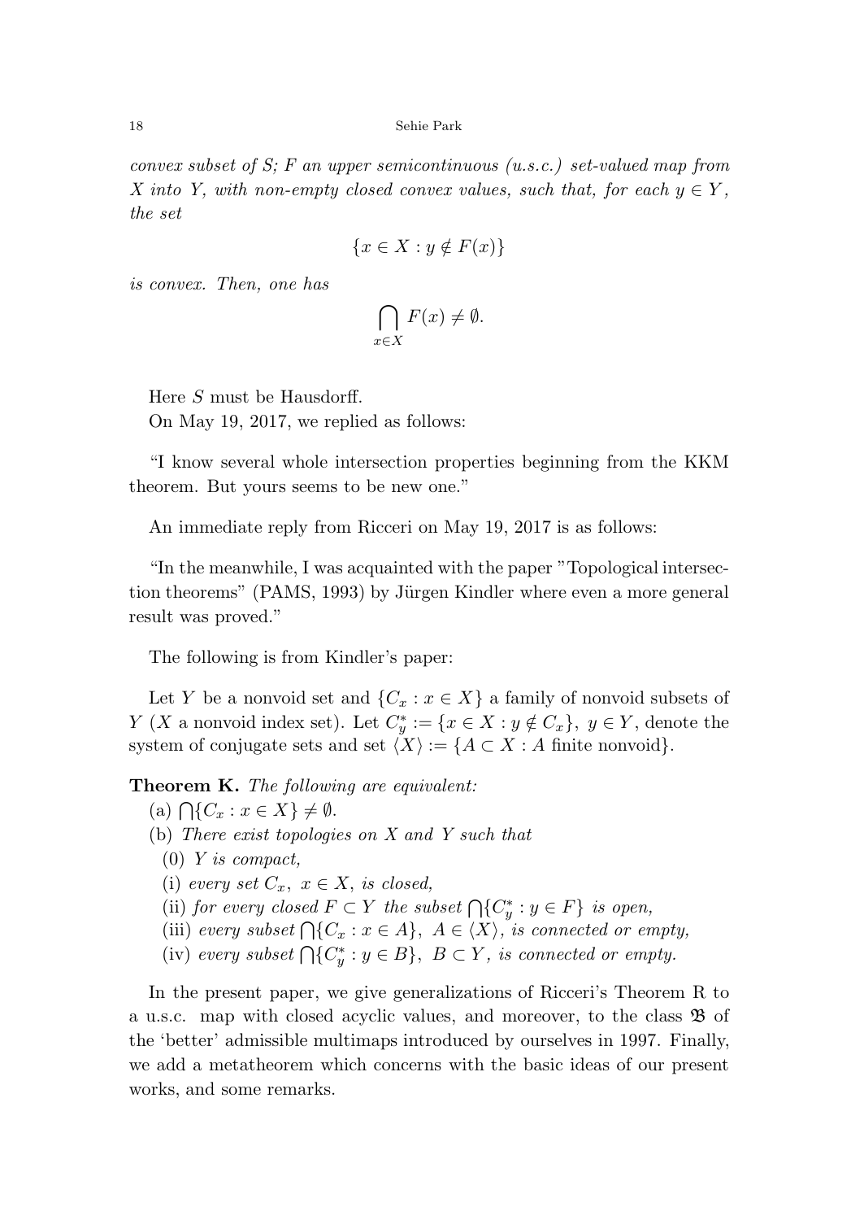*convex subset of S; F an upper semicontinuous (u.s.c.) set-valued map from X into Y, with non-empty closed convex values, such that, for each $y \in Y$, the set*

$$\{x \in X : y \notin F(x)\}$$

*is convex. Then, one has*

$$\bigcap_{x \in X} F(x) \neq \emptyset.$$

Here $S$ must be Hausdorff.

On May 19, 2017, we replied as follows:

"I know several whole intersection properties beginning from the KKM theorem. But yours seems to be new one."

An immediate reply from Ricceri on May 19, 2017 is as follows:

"In the meanwhile, I was acquainted with the paper "Topological intersection theorems" (PAMS, 1993) by Jürgen Kindler where even a more general result was proved."

The following is from Kindler's paper:

Let $Y$ be a nonvoid set and $\{C_x : x \in X\}$ a family of nonvoid subsets of $Y$ ($X$ a nonvoid index set). Let $C_y^* := \{x \in X : y \notin C_x\}$, $y \in Y$, denote the system of conjugate sets and set $\langle X \rangle := \{A \subset X : A \text{ finite nonvoid}\}$.

**Theorem K.** *The following are equivalent:*

(a) $\bigcap\{C_x : x \in X\} \neq \emptyset$.

(b) *There exist topologies on $X$ and $Y$ such that*

(0) *$Y$ is compact,*

(i) *every set $C_x$, $x \in X$, is closed,*

(ii) *for every closed $F \subset Y$ the subset $\bigcap\{C_y^* : y \in F\}$ is open,*

(iii) *every subset $\bigcap\{C_x : x \in A\}$, $A \in \langle X \rangle$, is connected or empty,*

(iv) *every subset $\bigcap\{C_y^* : y \in B\}$, $B \subset Y$, is connected or empty.*

In the present paper, we give generalizations of Ricceri's Theorem R to a u.s.c. map with closed acyclic values, and moreover, to the class $\mathfrak{B}$ of the 'better' admissible multimaps introduced by ourselves in 1997. Finally, we add a metatheorem which concerns with the basic ideas of our present works, and some remarks.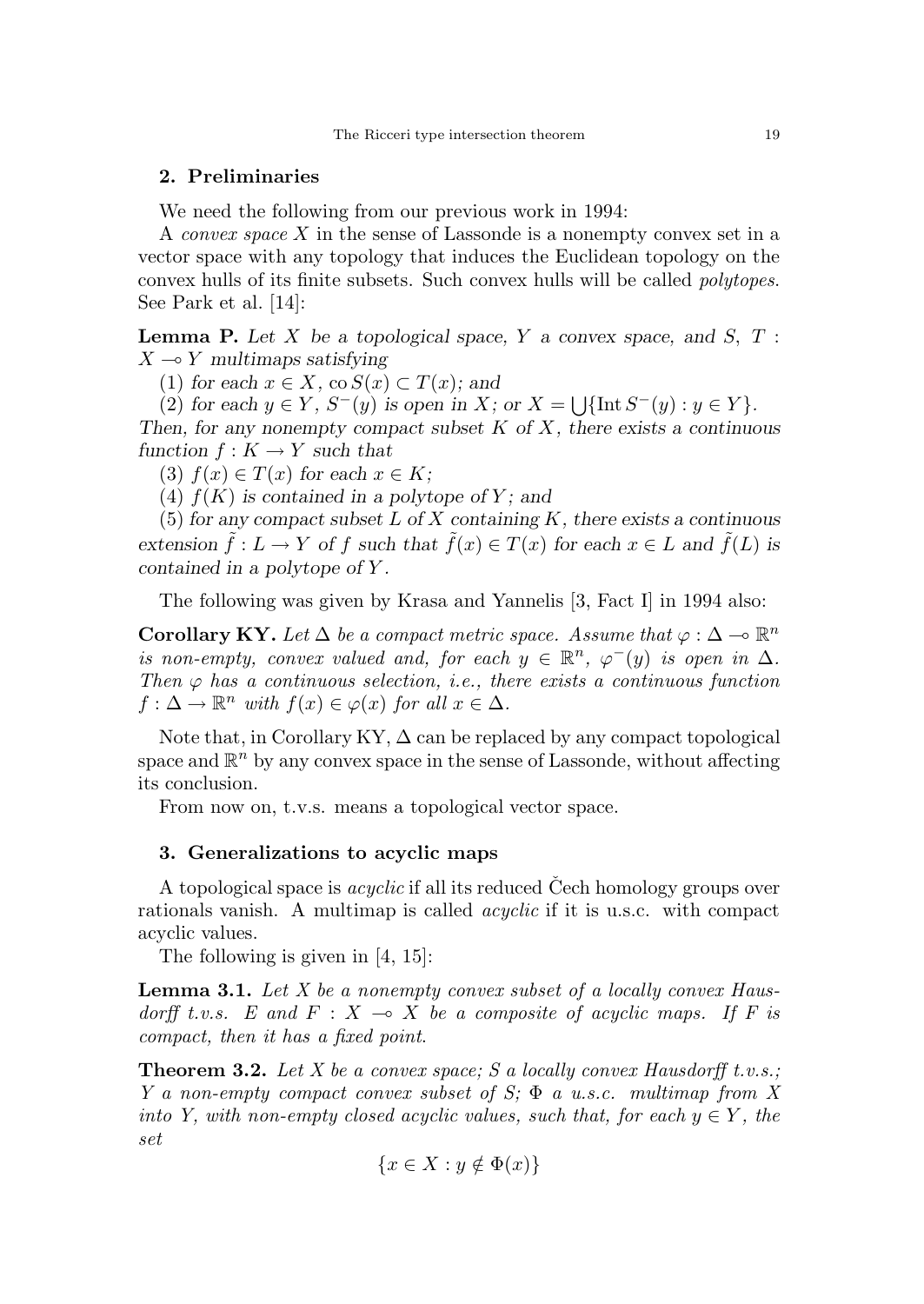## 2. Preliminaries

We need the following from our previous work in 1994:

A *convex space* $X$ in the sense of Lassonde is a nonempty convex set in a vector space with any topology that induces the Euclidean topology on the convex hulls of its finite subsets. Such convex hulls will be called *polytopes*. See Park et al. [14]:

**Lemma P.** *Let $X$ be a topological space, $Y$ a convex space, and $S$, $T$ : $X \multimap Y$ multimaps satisfying*

*(1) for each $x \in X$, $\operatorname{co} S(x) \subset T(x)$; and*

*(2) for each $y \in Y$, $S^{-}(y)$ is open in $X$; or $X = \bigcup\{\operatorname{Int} S^{-}(y) : y \in Y\}$.*

*Then, for any nonempty compact subset $K$ of $X$, there exists a continuous function $f : K \to Y$ such that*

*(3) $f(x) \in T(x)$ for each $x \in K$;*

*(4) $f(K)$ is contained in a polytope of $Y$; and*

*(5) for any compact subset $L$ of $X$ containing $K$, there exists a continuous extension $\tilde{f} : L \to Y$ of $f$ such that $\tilde{f}(x) \in T(x)$ for each $x \in L$ and $\tilde{f}(L)$ is contained in a polytope of $Y$.*

The following was given by Krasa and Yannelis [3, Fact I] in 1994 also:

**Corollary KY.** *Let $\Delta$ be a compact metric space. Assume that $\varphi : \Delta \multimap \mathbb{R}^n$ is non-empty, convex valued and, for each $y \in \mathbb{R}^n$, $\varphi^{-}(y)$ is open in $\Delta$. Then $\varphi$ has a continuous selection, i.e., there exists a continuous function $f : \Delta \to \mathbb{R}^n$ with $f(x) \in \varphi(x)$ for all $x \in \Delta$.*

Note that, in Corollary KY, $\Delta$ can be replaced by any compact topological space and $\mathbb{R}^n$ by any convex space in the sense of Lassonde, without affecting its conclusion.

From now on, t.v.s. means a topological vector space.

## 3. Generalizations to acyclic maps

A topological space is *acyclic* if all its reduced Čech homology groups over rationals vanish. A multimap is called *acyclic* if it is u.s.c. with compact acyclic values.

The following is given in [4, 15]:

**Lemma 3.1.** *Let $X$ be a nonempty convex subset of a locally convex Hausdorff t.v.s. $E$ and $F : X \multimap X$ be a composite of acyclic maps. If $F$ is compact, then it has a fixed point.*

**Theorem 3.2.** *Let $X$ be a convex space; $S$ a locally convex Hausdorff t.v.s.; $Y$ a non-empty compact convex subset of $S$; $\Phi$ a u.s.c. multimap from $X$ into $Y$, with non-empty closed acyclic values, such that, for each $y \in Y$, the set*

$$\{x \in X : y \notin \Phi(x)\}$$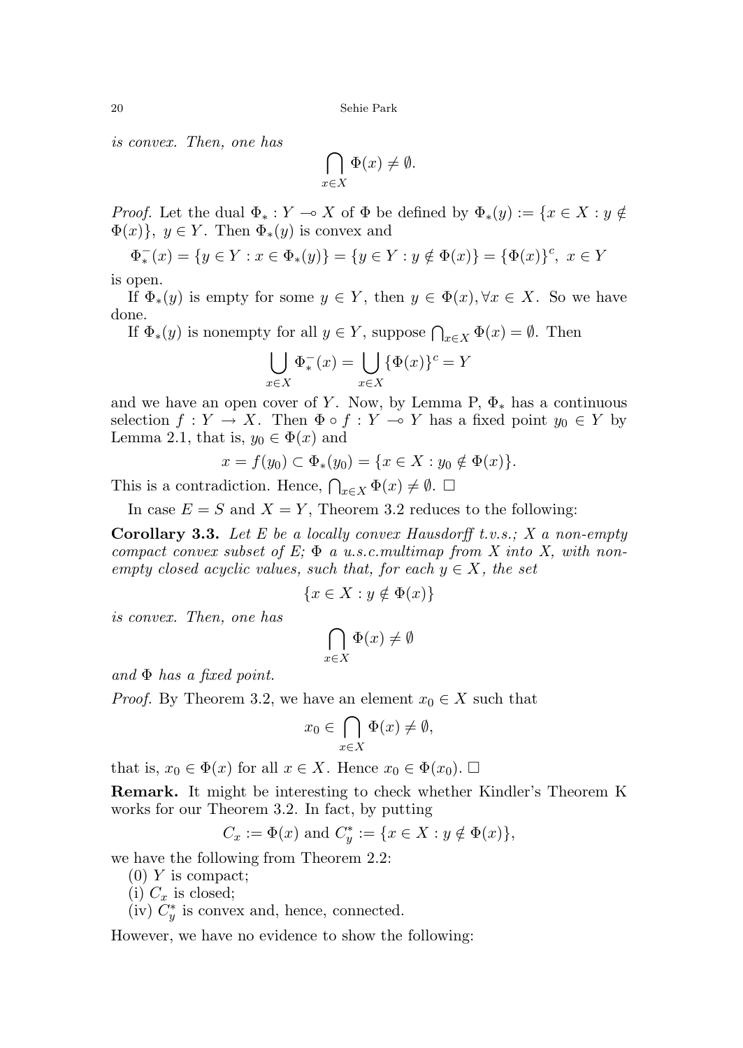*is convex. Then, one has*

$$\bigcap_{x \in X} \Phi(x) \neq \emptyset.$$

*Proof.* Let the dual $\Phi_* : Y \multimap X$ of $\Phi$ be defined by $\Phi_*(y) := \{x \in X : y \notin \Phi(x)\},\ y \in Y$. Then $\Phi_*(y)$ is convex and

$$\Phi_*^-(x) = \{y \in Y : x \in \Phi_*(y)\} = \{y \in Y : y \notin \Phi(x)\} = \{\Phi(x)\}^c,\ x \in Y$$

is open.

If $\Phi_*(y)$ is empty for some $y \in Y$, then $y \in \Phi(x), \forall x \in X$. So we have done.

If $\Phi_*(y)$ is nonempty for all $y \in Y$, suppose $\bigcap_{x \in X} \Phi(x) = \emptyset$. Then

$$\bigcup_{x \in X} \Phi_*^-(x) = \bigcup_{x \in X} \{\Phi(x)\}^c = Y$$

and we have an open cover of $Y$. Now, by Lemma P, $\Phi_*$ has a continuous selection $f : Y \to X$. Then $\Phi \circ f : Y \multimap Y$ has a fixed point $y_0 \in Y$ by Lemma 2.1, that is, $y_0 \in \Phi(x)$ and

$$x = f(y_0) \subset \Phi_*(y_0) = \{x \in X : y_0 \notin \Phi(x)\}.$$

This is a contradiction. Hence, $\bigcap_{x \in X} \Phi(x) \neq \emptyset$. □

In case $E = S$ and $X = Y$, Theorem 3.2 reduces to the following:

**Corollary 3.3.** *Let $E$ be a locally convex Hausdorff t.v.s.; $X$ a non-empty compact convex subset of $E$; $\Phi$ a u.s.c.multimap from $X$ into $X$, with non-empty closed acyclic values, such that, for each $y \in X$, the set*

$$\{x \in X : y \notin \Phi(x)\}$$

*is convex. Then, one has*

$$\bigcap_{x \in X} \Phi(x) \neq \emptyset$$

*and $\Phi$ has a fixed point.*

*Proof.* By Theorem 3.2, we have an element $x_0 \in X$ such that

$$x_0 \in \bigcap_{x \in X} \Phi(x) \neq \emptyset,$$

that is, $x_0 \in \Phi(x)$ for all $x \in X$. Hence $x_0 \in \Phi(x_0)$. □

**Remark.** It might be interesting to check whether Kindler's Theorem K works for our Theorem 3.2. In fact, by putting

$$C_x := \Phi(x) \text{ and } C_y^* := \{x \in X : y \notin \Phi(x)\},$$

we have the following from Theorem 2.2:

(0) $Y$ is compact;

(i) $C_x$ is closed;

(iv) $C_y^*$ is convex and, hence, connected.

However, we have no evidence to show the following: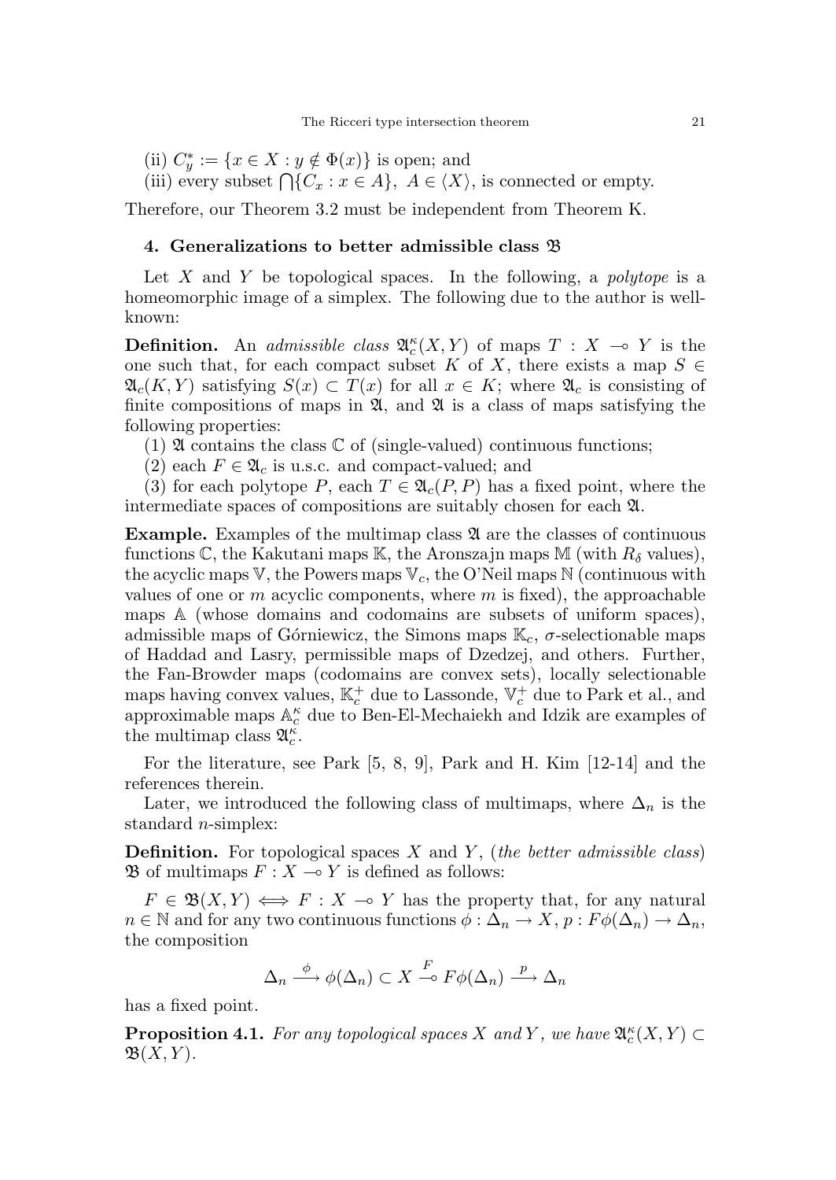(ii) $C_y^* := \{x \in X : y \notin \Phi(x)\}$ is open; and

(iii) every subset $\bigcap\{C_x : x \in A\},\ A \in \langle X \rangle$, is connected or empty.

Therefore, our Theorem 3.2 must be independent from Theorem K.

## 4. Generalizations to better admissible class $\mathfrak{B}$

Let $X$ and $Y$ be topological spaces. In the following, a *polytope* is a homeomorphic image of a simplex. The following due to the author is well-known:

**Definition.** An *admissible class* $\mathfrak{A}_c^\kappa(X,Y)$ of maps $T : X \multimap Y$ is the one such that, for each compact subset $K$ of $X$, there exists a map $S \in \mathfrak{A}_c(K,Y)$ satisfying $S(x) \subset T(x)$ for all $x \in K$; where $\mathfrak{A}_c$ is consisting of finite compositions of maps in $\mathfrak{A}$, and $\mathfrak{A}$ is a class of maps satisfying the following properties:

(1) $\mathfrak{A}$ contains the class $\mathbb{C}$ of (single-valued) continuous functions;

(2) each $F \in \mathfrak{A}_c$ is u.s.c. and compact-valued; and

(3) for each polytope $P$, each $T \in \mathfrak{A}_c(P,P)$ has a fixed point, where the intermediate spaces of compositions are suitably chosen for each $\mathfrak{A}$.

**Example.** Examples of the multimap class $\mathfrak{A}$ are the classes of continuous functions $\mathbb{C}$, the Kakutani maps $\mathbb{K}$, the Aronszajn maps $\mathbb{M}$ (with $R_\delta$ values), the acyclic maps $\mathbb{V}$, the Powers maps $\mathbb{V}_c$, the O'Neil maps $\mathbb{N}$ (continuous with values of one or $m$ acyclic components, where $m$ is fixed), the approachable maps $\mathbb{A}$ (whose domains and codomains are subsets of uniform spaces), admissible maps of Górniewicz, the Simons maps $\mathbb{K}_c$, $\sigma$-selectionable maps of Haddad and Lasry, permissible maps of Dzedzej, and others. Further, the Fan-Browder maps (codomains are convex sets), locally selectionable maps having convex values, $\mathbb{K}_c^+$ due to Lassonde, $\mathbb{V}_c^+$ due to Park et al., and approximable maps $\mathbb{A}_c^\kappa$ due to Ben-El-Mechaiekh and Idzik are examples of the multimap class $\mathfrak{A}_c^\kappa$.

For the literature, see Park [5, 8, 9], Park and H. Kim [12-14] and the references therein.

Later, we introduced the following class of multimaps, where $\Delta_n$ is the standard $n$-simplex:

**Definition.** For topological spaces $X$ and $Y$, (*the better admissible class*) $\mathfrak{B}$ of multimaps $F : X \multimap Y$ is defined as follows:

$F \in \mathfrak{B}(X,Y) \iff F : X \multimap Y$ has the property that, for any natural $n \in \mathbb{N}$ and for any two continuous functions $\phi : \Delta_n \to X$, $p : F\phi(\Delta_n) \to \Delta_n$, the composition

$$\Delta_n \xrightarrow{\ \phi\ } \phi(\Delta_n) \subset X \overset{F}{\multimap} F\phi(\Delta_n) \xrightarrow{\ p\ } \Delta_n$$

has a fixed point.

**Proposition 4.1.** *For any topological spaces $X$ and $Y$, we have $\mathfrak{A}_c^\kappa(X,Y) \subset \mathfrak{B}(X,Y)$.*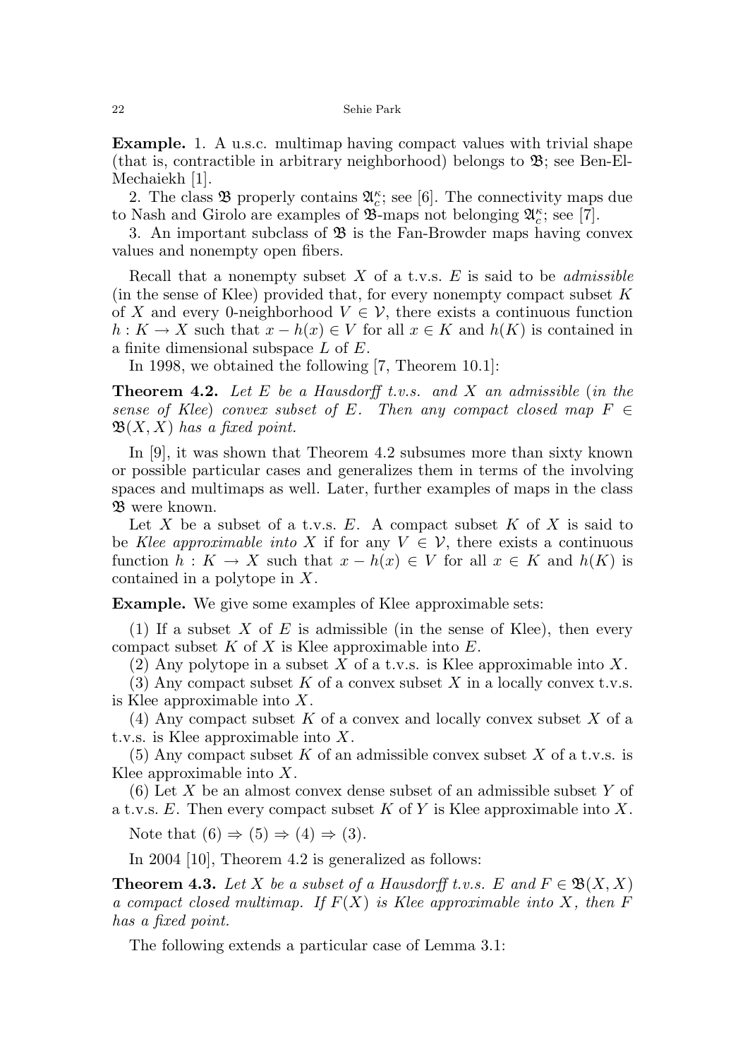**Example.** 1. A u.s.c. multimap having compact values with trivial shape (that is, contractible in arbitrary neighborhood) belongs to $\mathfrak{B}$; see Ben-El-Mechaiekh [1].

2. The class $\mathfrak{B}$ properly contains $\mathfrak{A}_c^\kappa$; see [6]. The connectivity maps due to Nash and Girolo are examples of $\mathfrak{B}$-maps not belonging $\mathfrak{A}_c^\kappa$; see [7].

3. An important subclass of $\mathfrak{B}$ is the Fan-Browder maps having convex values and nonempty open fibers.

Recall that a nonempty subset $X$ of a t.v.s. $E$ is said to be *admissible* (in the sense of Klee) provided that, for every nonempty compact subset $K$ of $X$ and every 0-neighborhood $V \in \mathcal{V}$, there exists a continuous function $h : K \to X$ such that $x - h(x) \in V$ for all $x \in K$ and $h(K)$ is contained in a finite dimensional subspace $L$ of $E$.

In 1998, we obtained the following [7, Theorem 10.1]:

**Theorem 4.2.** *Let $E$ be a Hausdorff t.v.s. and $X$ an admissible* (*in the sense of Klee*) *convex subset of $E$. Then any compact closed map $F \in \mathfrak{B}(X, X)$ has a fixed point.*

In [9], it was shown that Theorem 4.2 subsumes more than sixty known or possible particular cases and generalizes them in terms of the involving spaces and multimaps as well. Later, further examples of maps in the class $\mathfrak{B}$ were known.

Let $X$ be a subset of a t.v.s. $E$. A compact subset $K$ of $X$ is said to be *Klee approximable into* $X$ if for any $V \in \mathcal{V}$, there exists a continuous function $h : K \to X$ such that $x - h(x) \in V$ for all $x \in K$ and $h(K)$ is contained in a polytope in $X$.

**Example.** We give some examples of Klee approximable sets:

(1) If a subset $X$ of $E$ is admissible (in the sense of Klee), then every compact subset $K$ of $X$ is Klee approximable into $E$.

(2) Any polytope in a subset $X$ of a t.v.s. is Klee approximable into $X$.

(3) Any compact subset $K$ of a convex subset $X$ in a locally convex t.v.s. is Klee approximable into $X$.

(4) Any compact subset $K$ of a convex and locally convex subset $X$ of a t.v.s. is Klee approximable into $X$.

(5) Any compact subset $K$ of an admissible convex subset $X$ of a t.v.s. is Klee approximable into $X$.

(6) Let $X$ be an almost convex dense subset of an admissible subset $Y$ of a t.v.s. $E$. Then every compact subset $K$ of $Y$ is Klee approximable into $X$.

Note that (6) $\Rightarrow$ (5) $\Rightarrow$ (4) $\Rightarrow$ (3).

In 2004 [10], Theorem 4.2 is generalized as follows:

**Theorem 4.3.** *Let $X$ be a subset of a Hausdorff t.v.s. $E$ and $F \in \mathfrak{B}(X, X)$ a compact closed multimap. If $F(X)$ is Klee approximable into $X$, then $F$ has a fixed point.*

The following extends a particular case of Lemma 3.1: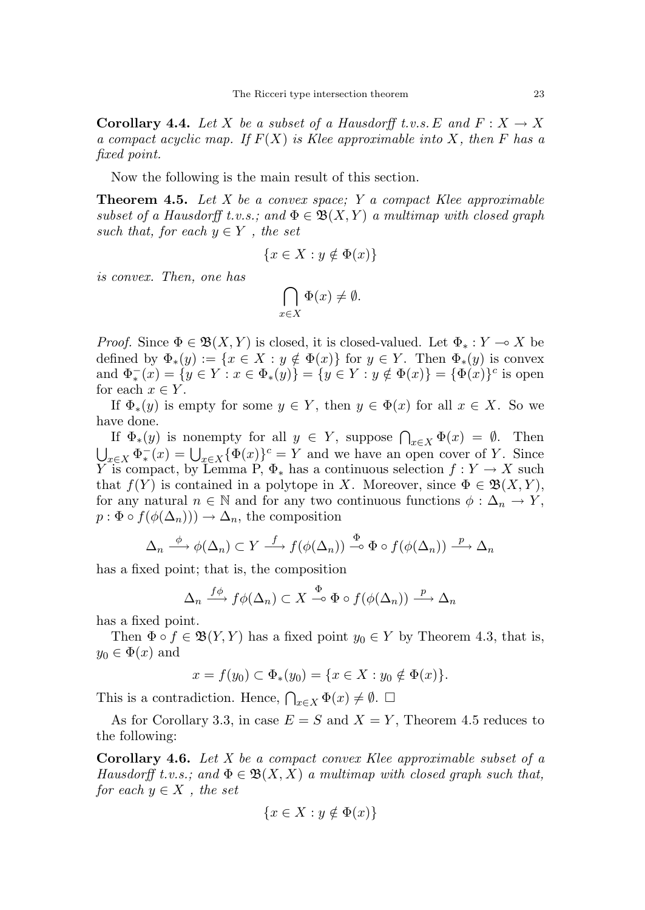**Corollary 4.4.** *Let $X$ be a subset of a Hausdorff t.v.s. $E$ and $F : X \to X$ a compact acyclic map. If $F(X)$ is Klee approximable into $X$, then $F$ has a fixed point.*

Now the following is the main result of this section.

**Theorem 4.5.** *Let $X$ be a convex space; $Y$ a compact Klee approximable subset of a Hausdorff t.v.s.; and $\Phi \in \mathfrak{B}(X, Y)$ a multimap with closed graph such that, for each $y \in Y$ , the set*

$$\{x \in X : y \notin \Phi(x)\}$$

*is convex. Then, one has*

$$\bigcap_{x \in X} \Phi(x) \neq \emptyset.$$

*Proof.* Since $\Phi \in \mathfrak{B}(X, Y)$ is closed, it is closed-valued. Let $\Phi_* : Y \multimap X$ be defined by $\Phi_*(y) := \{x \in X : y \notin \Phi(x)\}$ for $y \in Y$. Then $\Phi_*(y)$ is convex and $\Phi_*^-(x) = \{y \in Y : x \in \Phi_*(y)\} = \{y \in Y : y \notin \Phi(x)\} = \{\Phi(x)\}^c$ is open for each $x \in Y$.

If $\Phi_*(y)$ is empty for some $y \in Y$, then $y \in \Phi(x)$ for all $x \in X$. So we have done.

If $\Phi_*(y)$ is nonempty for all $y \in Y$, suppose $\bigcap_{x \in X} \Phi(x) = \emptyset$. Then $\bigcup_{x \in X} \Phi_*^-(x) = \bigcup_{x \in X} \{\Phi(x)\}^c = Y$ and we have an open cover of $Y$. Since $Y$ is compact, by Lemma P, $\Phi_*$ has a continuous selection $f : Y \to X$ such that $f(Y)$ is contained in a polytope in $X$. Moreover, since $\Phi \in \mathfrak{B}(X, Y)$, for any natural $n \in \mathbb{N}$ and for any two continuous functions $\phi : \Delta_n \to Y$, $p : \Phi \circ f(\phi(\Delta_n))) \to \Delta_n$, the composition

$$\Delta_n \xrightarrow{\ \phi\ } \phi(\Delta_n) \subset Y \xrightarrow{\ f\ } f(\phi(\Delta_n)) \overset{\Phi}{\multimap} \Phi \circ f(\phi(\Delta_n)) \xrightarrow{\ p\ } \Delta_n$$

has a fixed point; that is, the composition

$$\Delta_n \xrightarrow{\ f\phi\ } f\phi(\Delta_n) \subset X \overset{\Phi}{\multimap} \Phi \circ f(\phi(\Delta_n)) \xrightarrow{\ p\ } \Delta_n$$

has a fixed point.

Then $\Phi \circ f \in \mathfrak{B}(Y, Y)$ has a fixed point $y_0 \in Y$ by Theorem 4.3, that is, $y_0 \in \Phi(x)$ and

$$x = f(y_0) \subset \Phi_*(y_0) = \{x \in X : y_0 \notin \Phi(x)\}.$$

This is a contradiction. Hence, $\bigcap_{x \in X} \Phi(x) \neq \emptyset$. $\square$

As for Corollary 3.3, in case $E = S$ and $X = Y$, Theorem 4.5 reduces to the following:

**Corollary 4.6.** *Let $X$ be a compact convex Klee approximable subset of a Hausdorff t.v.s.; and $\Phi \in \mathfrak{B}(X, X)$ a multimap with closed graph such that, for each $y \in X$ , the set*

$$\{x \in X : y \notin \Phi(x)\}$$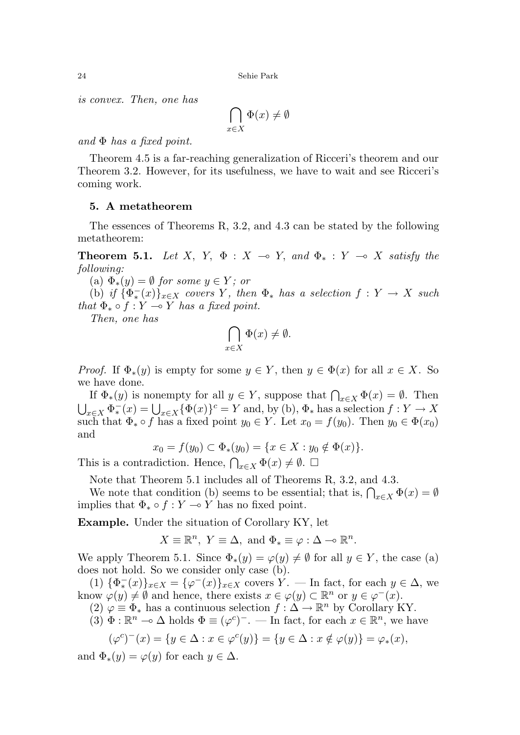*is convex. Then, one has*

$$\bigcap_{x \in X} \Phi(x) \neq \emptyset$$

*and* $\Phi$ *has a fixed point.*

Theorem 4.5 is a far-reaching generalization of Ricceri's theorem and our Theorem 3.2. However, for its usefulness, we have to wait and see Ricceri's coming work.

## 5. A metatheorem

The essences of Theorems R, 3.2, and 4.3 can be stated by the following metatheorem:

**Theorem 5.1.** *Let* $X$, $Y$, $\Phi : X \multimap Y$, *and* $\Phi_* : Y \multimap X$ *satisfy the following:*

(a) $\Phi_*(y) = \emptyset$ *for some* $y \in Y$*; or*

(b) *if* $\{\Phi_*^-(x)\}_{x \in X}$ *covers* $Y$*, then* $\Phi_*$ *has a selection* $f : Y \to X$ *such that* $\Phi_* \circ f : Y \multimap Y$ *has a fixed point.*

*Then, one has*

$$\bigcap_{x \in X} \Phi(x) \neq \emptyset.$$

*Proof.* If $\Phi_*(y)$ is empty for some $y \in Y$, then $y \in \Phi(x)$ for all $x \in X$. So we have done.

If $\Phi_*(y)$ is nonempty for all $y \in Y$, suppose that $\bigcap_{x \in X} \Phi(x) = \emptyset$. Then $\bigcup_{x \in X} \Phi_*^-(x) = \bigcup_{x \in X} \{\Phi(x)\}^c = Y$ and, by (b), $\Phi_*$ has a selection $f : Y \to X$ such that $\Phi_* \circ f$ has a fixed point $y_0 \in Y$. Let $x_0 = f(y_0)$. Then $y_0 \in \Phi(x_0)$ and

$$x_0 = f(y_0) \subset \Phi_*(y_0) = \{x \in X : y_0 \notin \Phi(x)\}.$$

This is a contradiction. Hence, $\bigcap_{x \in X} \Phi(x) \neq \emptyset$. □

Note that Theorem 5.1 includes all of Theorems R, 3.2, and 4.3.

We note that condition (b) seems to be essential; that is, $\bigcap_{x \in X} \Phi(x) = \emptyset$ implies that $\Phi_* \circ f : Y \multimap Y$ has no fixed point.

**Example.** Under the situation of Corollary KY, let

$$X \equiv \mathbb{R}^n, \ Y \equiv \Delta, \text{ and } \Phi_* \equiv \varphi : \Delta \multimap \mathbb{R}^n.$$

We apply Theorem 5.1. Since $\Phi_*(y) = \varphi(y) \neq \emptyset$ for all $y \in Y$, the case (a) does not hold. So we consider only case (b).

(1) $\{\Phi_*^-(x)\}_{x \in X} = \{\varphi^-(x)\}_{x \in X}$ covers $Y$. — In fact, for each $y \in \Delta$, we know $\varphi(y) \neq \emptyset$ and hence, there exists $x \in \varphi(y) \subset \mathbb{R}^n$ or $y \in \varphi^-(x)$.

(2) $\varphi \equiv \Phi_*$ has a continuous selection $f : \Delta \to \mathbb{R}^n$ by Corollary KY.

(3) $\Phi : \mathbb{R}^n \multimap \Delta$ holds $\Phi \equiv (\varphi^c)^-$. — In fact, for each $x \in \mathbb{R}^n$, we have

$$(\varphi^c)^-(x) = \{y \in \Delta : x \in \varphi^c(y)\} = \{y \in \Delta : x \notin \varphi(y)\} = \varphi_*(x),$$

and $\Phi_*(y) = \varphi(y)$ for each $y \in \Delta$.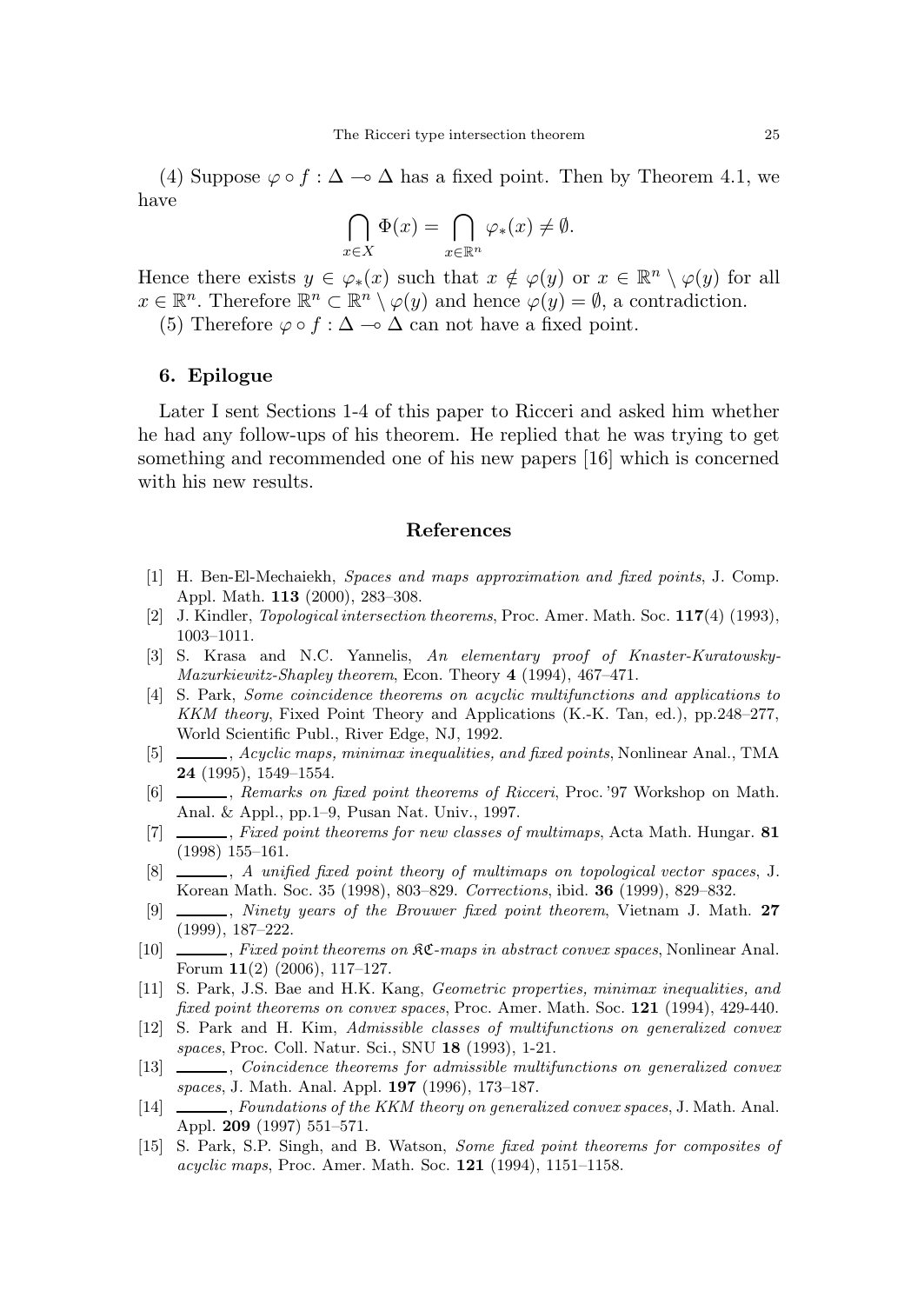(4) Suppose $\varphi \circ f : \Delta \multimap \Delta$ has a fixed point. Then by Theorem 4.1, we have

$$\bigcap_{x \in X} \Phi(x) = \bigcap_{x \in \mathbb{R}^n} \varphi_*(x) \neq \emptyset.$$

Hence there exists $y \in \varphi_*(x)$ such that $x \notin \varphi(y)$ or $x \in \mathbb{R}^n \setminus \varphi(y)$ for all $x \in \mathbb{R}^n$. Therefore $\mathbb{R}^n \subset \mathbb{R}^n \setminus \varphi(y)$ and hence $\varphi(y) = \emptyset$, a contradiction.

(5) Therefore $\varphi \circ f : \Delta \multimap \Delta$ can not have a fixed point.

## 6. Epilogue

Later I sent Sections 1-4 of this paper to Ricceri and asked him whether he had any follow-ups of his theorem. He replied that he was trying to get something and recommended one of his new papers [16] which is concerned with his new results.

## References

[1] H. Ben-El-Mechaiekh, *Spaces and maps approximation and fixed points*, J. Comp. Appl. Math. **113** (2000), 283–308.

[2] J. Kindler, *Topological intersection theorems*, Proc. Amer. Math. Soc. **117**(4) (1993), 1003–1011.

[3] S. Krasa and N.C. Yannelis, *An elementary proof of Knaster-Kuratowsky-Mazurkiewitz-Shapley theorem*, Econ. Theory **4** (1994), 467–471.

[4] S. Park, *Some coincidence theorems on acyclic multifunctions and applications to KKM theory*, Fixed Point Theory and Applications (K.-K. Tan, ed.), pp.248–277, World Scientific Publ., River Edge, NJ, 1992.

[5] ______, *Acyclic maps, minimax inequalities, and fixed points*, Nonlinear Anal., TMA **24** (1995), 1549–1554.

[6] ______, *Remarks on fixed point theorems of Ricceri*, Proc. '97 Workshop on Math. Anal. & Appl., pp.1–9, Pusan Nat. Univ., 1997.

[7] ______, *Fixed point theorems for new classes of multimaps*, Acta Math. Hungar. **81** (1998) 155–161.

[8] ______, *A unified fixed point theory of multimaps on topological vector spaces*, J. Korean Math. Soc. 35 (1998), 803–829. *Corrections*, ibid. **36** (1999), 829–832.

[9] ______, *Ninety years of the Brouwer fixed point theorem*, Vietnam J. Math. **27** (1999), 187–222.

[10] ______, *Fixed point theorems on $\mathfrak{KC}$-maps in abstract convex spaces*, Nonlinear Anal. Forum **11**(2) (2006), 117–127.

[11] S. Park, J.S. Bae and H.K. Kang, *Geometric properties, minimax inequalities, and fixed point theorems on convex spaces*, Proc. Amer. Math. Soc. **121** (1994), 429-440.

[12] S. Park and H. Kim, *Admissible classes of multifunctions on generalized convex spaces*, Proc. Coll. Natur. Sci., SNU **18** (1993), 1-21.

[13] ______, *Coincidence theorems for admissible multifunctions on generalized convex spaces*, J. Math. Anal. Appl. **197** (1996), 173–187.

[14] ______, *Foundations of the KKM theory on generalized convex spaces*, J. Math. Anal. Appl. **209** (1997) 551–571.

[15] S. Park, S.P. Singh, and B. Watson, *Some fixed point theorems for composites of acyclic maps*, Proc. Amer. Math. Soc. **121** (1994), 1151–1158.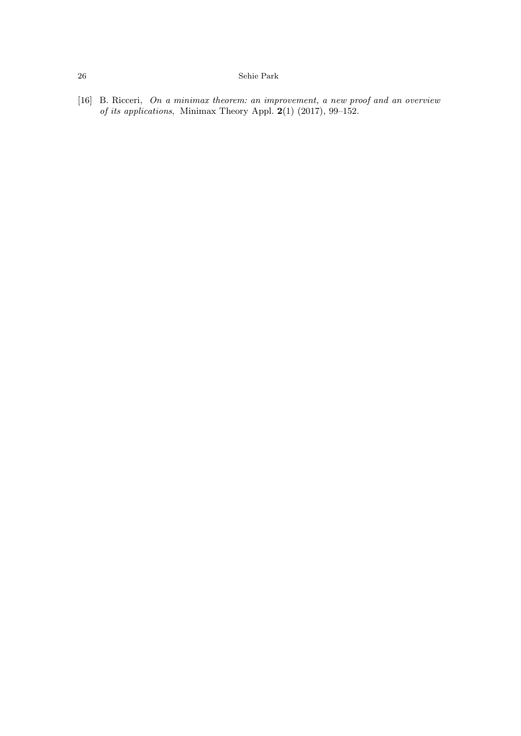[16] B. Ricceri, *On a minimax theorem: an improvement, a new proof and an overview of its applications*, Minimax Theory Appl. **2**(1) (2017), 99–152.